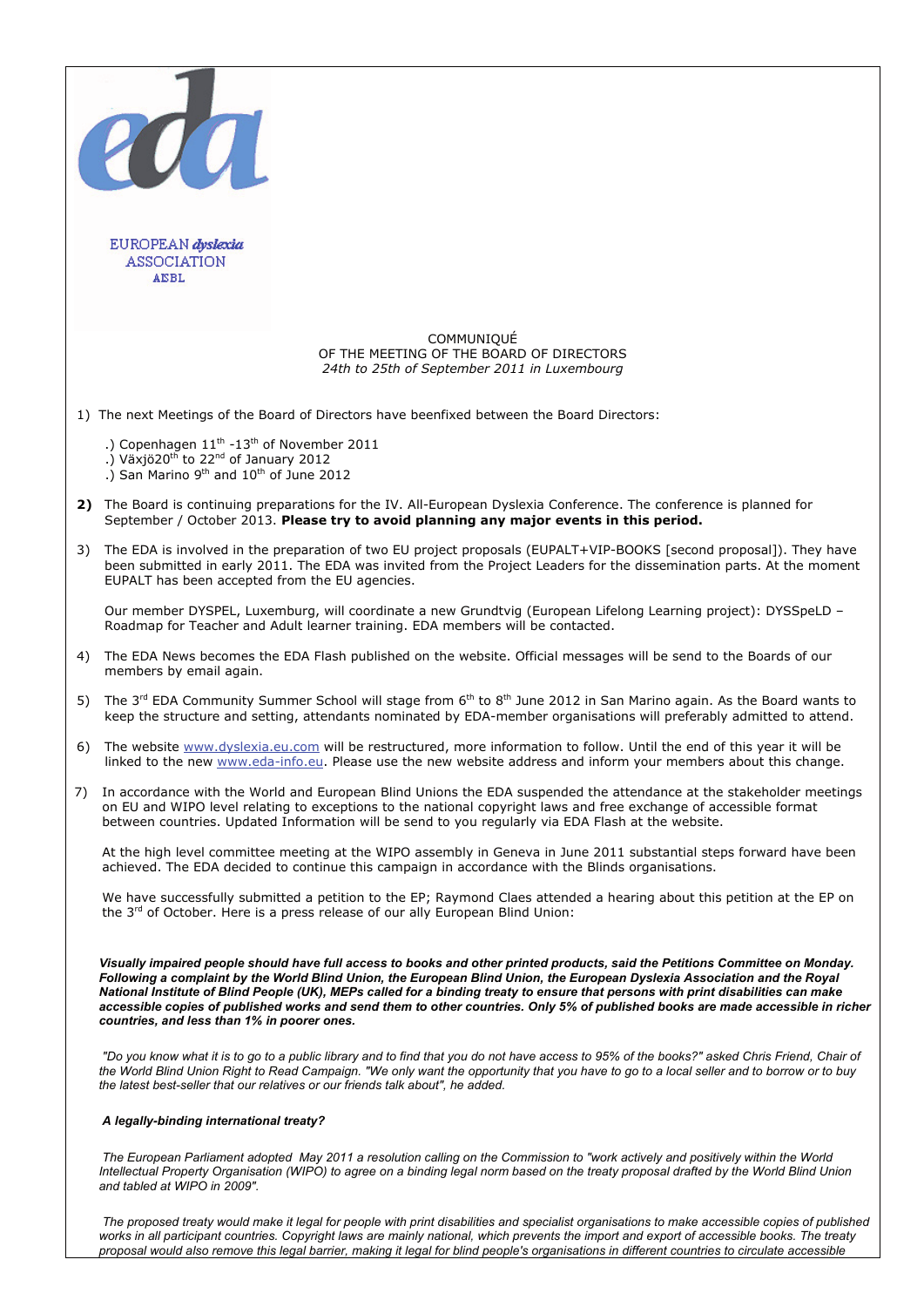EUROPEAN *dyslexia* ASSOCIATION
AISBL

COMMUNIQUÉ
OF THE MEETING OF THE BOARD OF DIRECTORS
*24th to 25th of September 2011 in Luxembourg*

1) The next Meetings of the Board of Directors have beenfixed between the Board Directors:

.) Copenhagen 11th -13th of November 2011
.) Växjö20th to 22nd of January 2012
.) San Marino 9th and 10th of June 2012

**2)** The Board is continuing preparations for the IV. All-European Dyslexia Conference. The conference is planned for September / October 2013. **Please try to avoid planning any major events in this period.**

3) The EDA is involved in the preparation of two EU project proposals (EUPALT+VIP-BOOKS [second proposal]). They have been submitted in early 2011. The EDA was invited from the Project Leaders for the dissemination parts. At the moment EUPALT has been accepted from the EU agencies.

Our member DYSPEL, Luxemburg, will coordinate a new Grundtvig (European Lifelong Learning project): DYSSpeLD – Roadmap for Teacher and Adult learner training. EDA members will be contacted.

4) The EDA News becomes the EDA Flash published on the website. Official messages will be send to the Boards of our members by email again.

5) The 3rd EDA Community Summer School will stage from 6th to 8th June 2012 in San Marino again. As the Board wants to keep the structure and setting, attendants nominated by EDA-member organisations will preferably admitted to attend.

6) The website www.dyslexia.eu.com will be restructured, more information to follow. Until the end of this year it will be linked to the new www.eda-info.eu. Please use the new website address and inform your members about this change.

7) In accordance with the World and European Blind Unions the EDA suspended the attendance at the stakeholder meetings on EU and WIPO level relating to exceptions to the national copyright laws and free exchange of accessible format between countries. Updated Information will be send to you regularly via EDA Flash at the website.

At the high level committee meeting at the WIPO assembly in Geneva in June 2011 substantial steps forward have been achieved. The EDA decided to continue this campaign in accordance with the Blinds organisations.

We have successfully submitted a petition to the EP; Raymond Claes attended a hearing about this petition at the EP on the 3rd of October. Here is a press release of our ally European Blind Union:

***Visually impaired people should have full access to books and other printed products, said the Petitions Committee on Monday. Following a complaint by the World Blind Union, the European Blind Union, the European Dyslexia Association and the Royal National Institute of Blind People (UK), MEPs called for a binding treaty to ensure that persons with print disabilities can make accessible copies of published works and send them to other countries. Only 5% of published books are made accessible in richer countries, and less than 1% in poorer ones.***

*"Do you know what it is to go to a public library and to find that you do not have access to 95% of the books?" asked Chris Friend, Chair of the World Blind Union Right to Read Campaign. "We only want the opportunity that you have to go to a local seller and to borrow or to buy the latest best-seller that our relatives or our friends talk about", he added.*

***A legally-binding international treaty?***

*The European Parliament adopted May 2011 a resolution calling on the Commission to "work actively and positively within the World Intellectual Property Organisation (WIPO) to agree on a binding legal norm based on the treaty proposal drafted by the World Blind Union and tabled at WIPO in 2009".*

*The proposed treaty would make it legal for people with print disabilities and specialist organisations to make accessible copies of published works in all participant countries. Copyright laws are mainly national, which prevents the import and export of accessible books. The treaty proposal would also remove this legal barrier, making it legal for blind people's organisations in different countries to circulate accessible*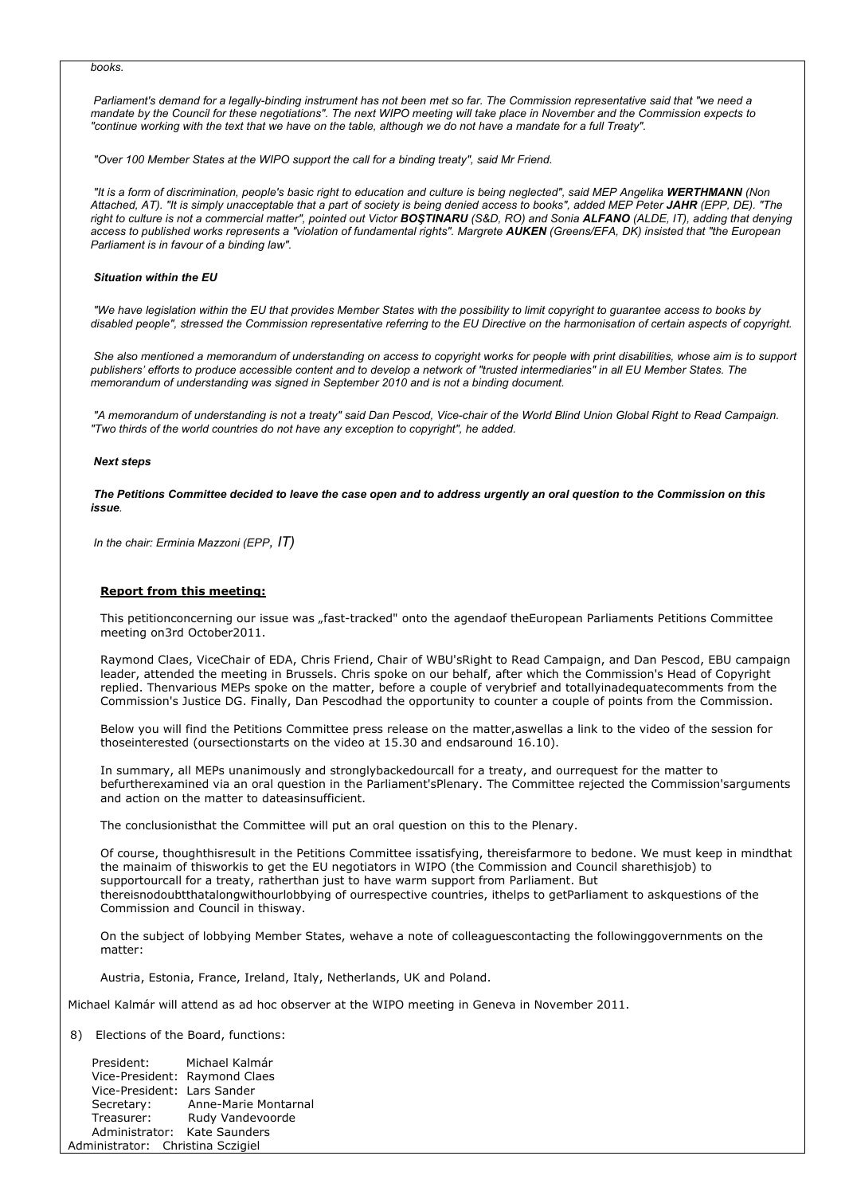*books.*

*Parliament's demand for a legally-binding instrument has not been met so far. The Commission representative said that "we need a mandate by the Council for these negotiations". The next WIPO meeting will take place in November and the Commission expects to "continue working with the text that we have on the table, although we do not have a mandate for a full Treaty".*

*"Over 100 Member States at the WIPO support the call for a binding treaty", said Mr Friend.*

*"It is a form of discrimination, people's basic right to education and culture is being neglected", said MEP Angelika **WERTHMANN** (Non Attached, AT). "It is simply unacceptable that a part of society is being denied access to books", added MEP Peter **JAHR** (EPP, DE). "The right to culture is not a commercial matter", pointed out Victor **BOŞTINARU** (S&D, RO) and Sonia **ALFANO** (ALDE, IT), adding that denying access to published works represents a "violation of fundamental rights". Margrete **AUKEN** (Greens/EFA, DK) insisted that "the European Parliament is in favour of a binding law".*

***Situation within the EU***

*"We have legislation within the EU that provides Member States with the possibility to limit copyright to guarantee access to books by disabled people", stressed the Commission representative referring to the EU Directive on the harmonisation of certain aspects of copyright.*

*She also mentioned a memorandum of understanding on access to copyright works for people with print disabilities, whose aim is to support publishers' efforts to produce accessible content and to develop a network of "trusted intermediaries" in all EU Member States. The memorandum of understanding was signed in September 2010 and is not a binding document.*

*"A memorandum of understanding is not a treaty" said Dan Pescod, Vice-chair of the World Blind Union Global Right to Read Campaign. "Two thirds of the world countries do not have any exception to copyright", he added.*

***Next steps***

***The Petitions Committee decided to leave the case open and to address urgently an oral question to the Commission on this issue**.*

*In the chair: Erminia Mazzoni (EPP, IT)*

**Report from this meeting:**

This petitionconcerning our issue was „fast-tracked" onto the agendaof theEuropean Parliaments Petitions Committee meeting on3rd October2011.

Raymond Claes, ViceChair of EDA, Chris Friend, Chair of WBU'sRight to Read Campaign, and Dan Pescod, EBU campaign leader, attended the meeting in Brussels. Chris spoke on our behalf, after which the Commission's Head of Copyright replied. Thenvarious MEPs spoke on the matter, before a couple of verybrief and totallyinadequatecomments from the Commission's Justice DG. Finally, Dan Pescodhad the opportunity to counter a couple of points from the Commission.

Below you will find the Petitions Committee press release on the matter,aswellas a link to the video of the session for thoseinterested (oursectionstarts on the video at 15.30 and endsaround 16.10).

In summary, all MEPs unanimously and stronglybackedourcall for a treaty, and ourrequest for the matter to befurtherexamined via an oral question in the Parliament'sPlenary. The Committee rejected the Commission'sarguments and action on the matter to dateasinsufficient.

The conclusionisthat the Committee will put an oral question on this to the Plenary.

Of course, thoughthisresult in the Petitions Committee issatisfying, thereisfarmore to bedone. We must keep in mindthat the mainaim of thisworkis to get the EU negotiators in WIPO (the Commission and Council sharethisjob) to supportourcall for a treaty, ratherthan just to have warm support from Parliament. But thereisnodoubtthatalongwithourlobbying of ourrespective countries, ithelps to getParliament to askquestions of the Commission and Council in thisway.

On the subject of lobbying Member States, wehave a note of colleaguescontacting the followinggovernments on the matter:

Austria, Estonia, France, Ireland, Italy, Netherlands, UK and Poland.

Michael Kalmár will attend as ad hoc observer at the WIPO meeting in Geneva in November 2011.

8) Elections of the Board, functions:

President: Michael Kalmár
Vice-President: Raymond Claes
Vice-President: Lars Sander
Secretary: Anne-Marie Montarnal
Treasurer: Rudy Vandevoorde
Administrator: Kate Saunders
Administrator: Christina Sczigiel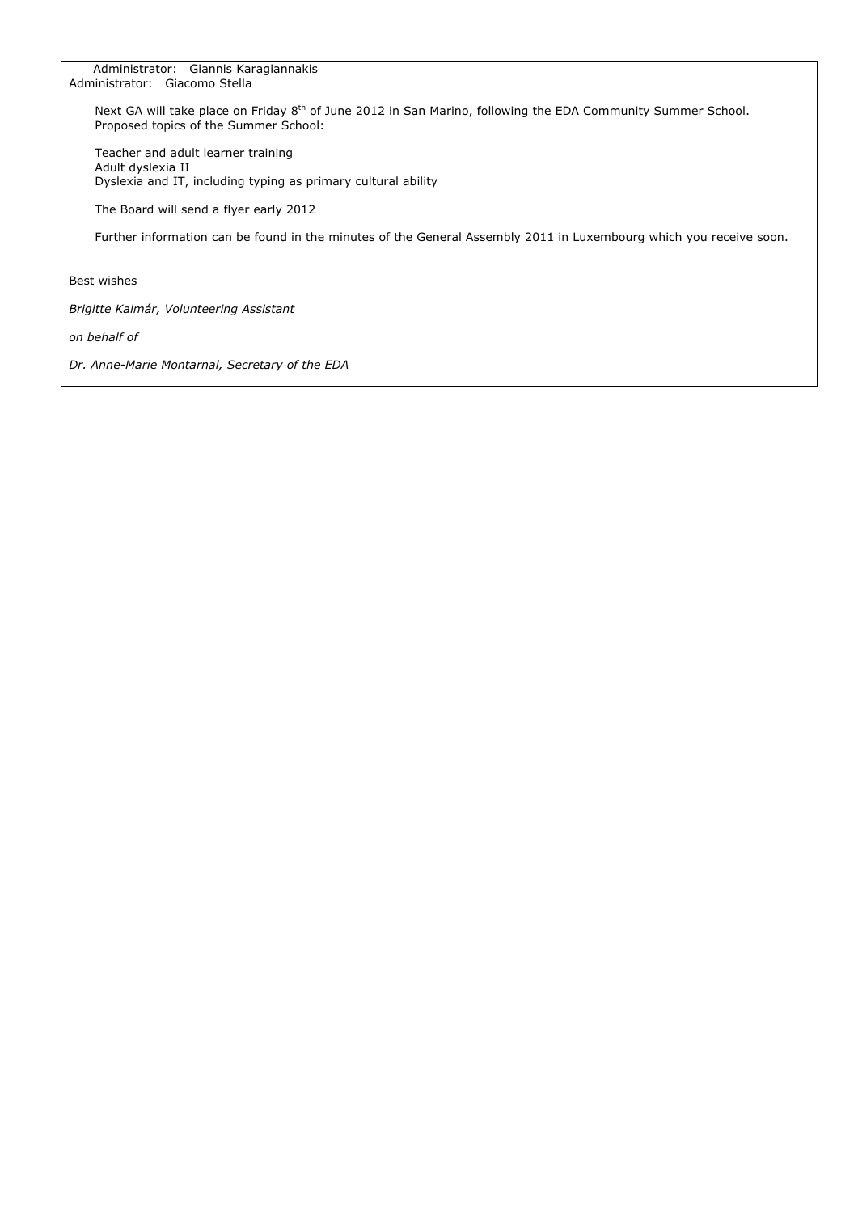Administrator: Giannis Karagiannakis
Administrator: Giacomo Stella

Next GA will take place on Friday 8th of June 2012 in San Marino, following the EDA Community Summer School. Proposed topics of the Summer School:

Teacher and adult learner training
Adult dyslexia II
Dyslexia and IT, including typing as primary cultural ability

The Board will send a flyer early 2012

Further information can be found in the minutes of the General Assembly 2011 in Luxembourg which you receive soon.

Best wishes

*Brigitte Kalmár, Volunteering Assistant*

*on behalf of*

*Dr. Anne-Marie Montarnal, Secretary of the EDA*